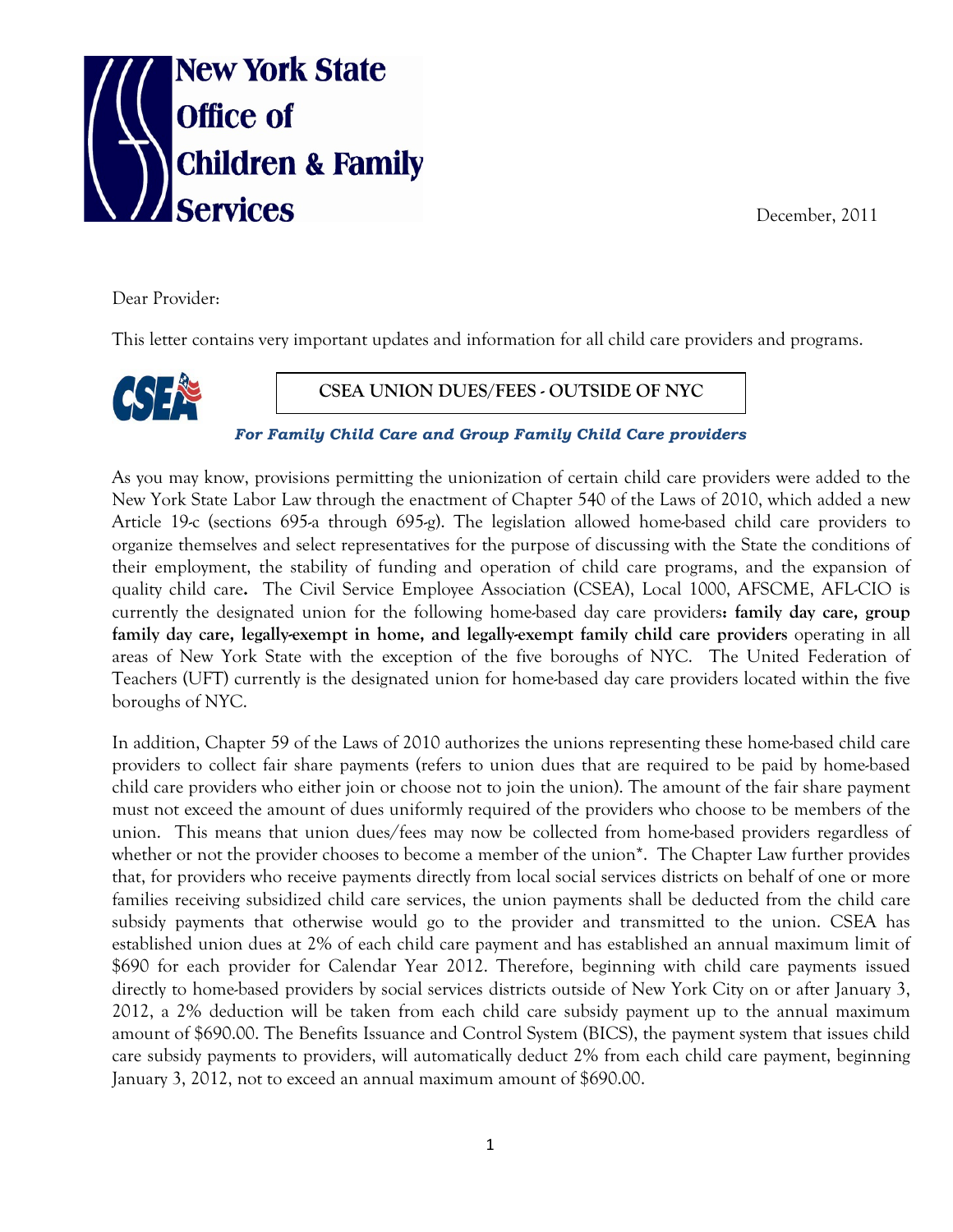New York State Office of Children & Family Services

December, 2011

Dear Provider:

This letter contains very important updates and information for all child care providers and programs.

## CSEA UNION DUES/FEES - OUTSIDE OF NYC

***For Family Child Care and Group Family Child Care providers***

As you may know, provisions permitting the unionization of certain child care providers were added to the New York State Labor Law through the enactment of Chapter 540 of the Laws of 2010, which added a new Article 19-c (sections 695-a through 695-g). The legislation allowed home-based child care providers to organize themselves and select representatives for the purpose of discussing with the State the conditions of their employment, the stability of funding and operation of child care programs, and the expansion of quality child care**.** The Civil Service Employee Association (CSEA), Local 1000, AFSCME, AFL-CIO is currently the designated union for the following home-based day care providers**: family day care, group family day care, legally-exempt in home, and legally-exempt family child care providers** operating in all areas of New York State with the exception of the five boroughs of NYC. The United Federation of Teachers (UFT) currently is the designated union for home-based day care providers located within the five boroughs of NYC.

In addition, Chapter 59 of the Laws of 2010 authorizes the unions representing these home-based child care providers to collect fair share payments (refers to union dues that are required to be paid by home-based child care providers who either join or choose not to join the union). The amount of the fair share payment must not exceed the amount of dues uniformly required of the providers who choose to be members of the union. This means that union dues/fees may now be collected from home-based providers regardless of whether or not the provider chooses to become a member of the union*. The Chapter Law further provides that, for providers who receive payments directly from local social services districts on behalf of one or more families receiving subsidized child care services, the union payments shall be deducted from the child care subsidy payments that otherwise would go to the provider and transmitted to the union. CSEA has established union dues at 2% of each child care payment and has established an annual maximum limit of $690 for each provider for Calendar Year 2012. Therefore, beginning with child care payments issued directly to home-based providers by social services districts outside of New York City on or after January 3, 2012, a 2% deduction will be taken from each child care subsidy payment up to the annual maximum amount of $690.00. The Benefits Issuance and Control System (BICS), the payment system that issues child care subsidy payments to providers, will automatically deduct 2% from each child care payment, beginning January 3, 2012, not to exceed an annual maximum amount of $690.00.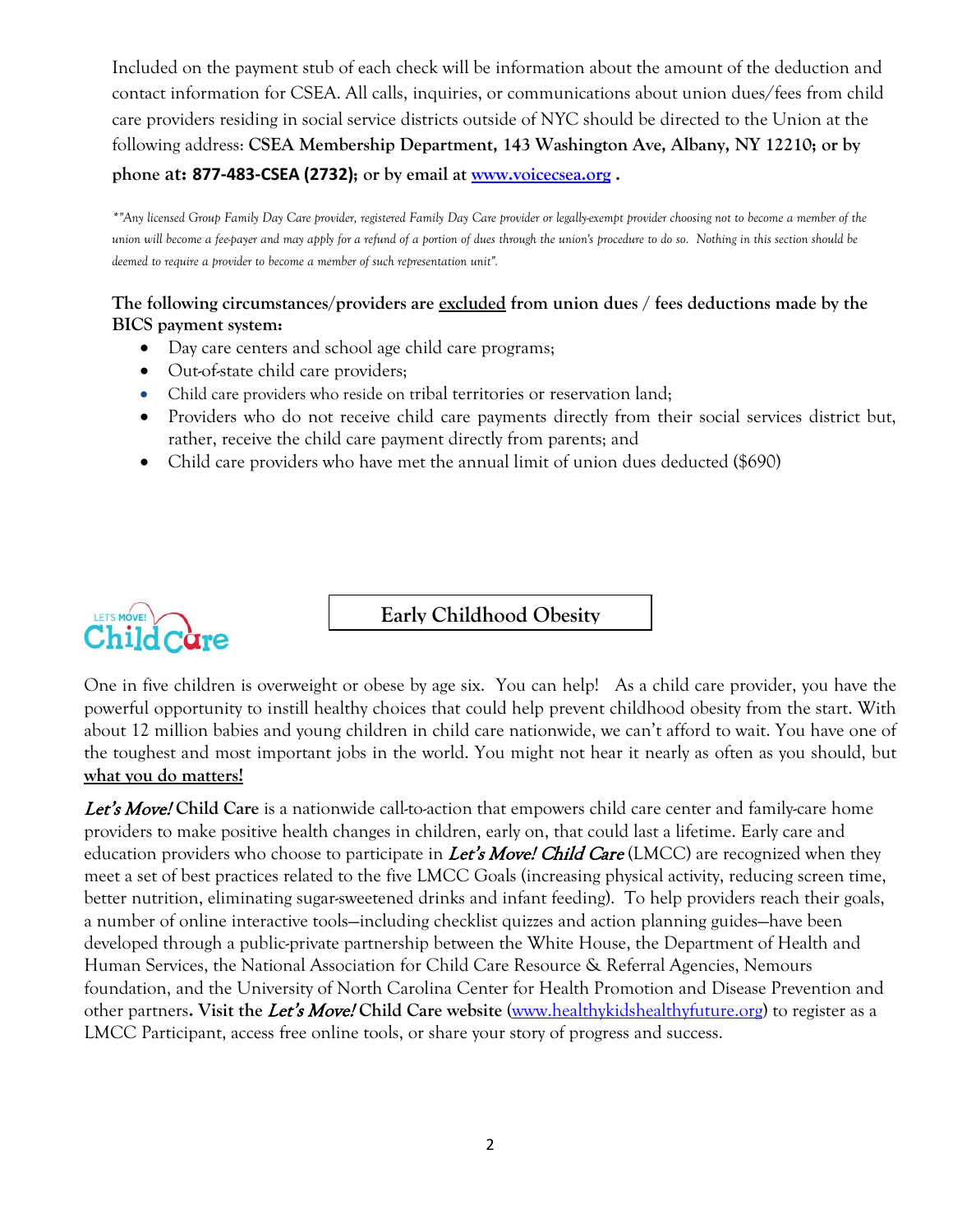Included on the payment stub of each check will be information about the amount of the deduction and contact information for CSEA. All calls, inquiries, or communications about union dues/fees from child care providers residing in social service districts outside of NYC should be directed to the Union at the following address: **CSEA Membership Department, 143 Washington Ave, Albany, NY 12210; or by phone at: 877-483-CSEA (2732); or by email at [www.voicecsea.org](www.voicecsea.org) .**

*\*"Any licensed Group Family Day Care provider, registered Family Day Care provider or legally-exempt provider choosing not to become a member of the union will become a fee-payer and may apply for a refund of a portion of dues through the union's procedure to do so. Nothing in this section should be deemed to require a provider to become a member of such representation unit".*

**The following circumstances/providers are <u>excluded</u> from union dues / fees deductions made by the BICS payment system:**

- Day care centers and school age child care programs;
- Out-of-state child care providers;
- Child care providers who reside on tribal territories or reservation land;
- Providers who do not receive child care payments directly from their social services district but, rather, receive the child care payment directly from parents; and
- Child care providers who have met the annual limit of union dues deducted ($690)

LET'S MOVE! Child Care

## Early Childhood Obesity

One in five children is overweight or obese by age six. You can help! As a child care provider, you have the powerful opportunity to instill healthy choices that could help prevent childhood obesity from the start. With about 12 million babies and young children in child care nationwide, we can't afford to wait. You have one of the toughest and most important jobs in the world. You might not hear it nearly as often as you should, but **<u>what you do matters!</u>**

***Let's Move!* Child Care** is a nationwide call-to-action that empowers child care center and family-care home providers to make positive health changes in children, early on, that could last a lifetime. Early care and education providers who choose to participate in ***Let's Move! Child Care*** (LMCC) are recognized when they meet a set of best practices related to the five LMCC Goals (increasing physical activity, reducing screen time, better nutrition, eliminating sugar-sweetened drinks and infant feeding). To help providers reach their goals, a number of online interactive tools—including checklist quizzes and action planning guides—have been developed through a public-private partnership between the White House, the Department of Health and Human Services, the National Association for Child Care Resource & Referral Agencies, Nemours foundation, and the University of North Carolina Center for Health Promotion and Disease Prevention and other partners**. Visit the *Let's Move!* Child Care website** ([www.healthykidshealthyfuture.org](www.healthykidshealthyfuture.org)) to register as a LMCC Participant, access free online tools, or share your story of progress and success.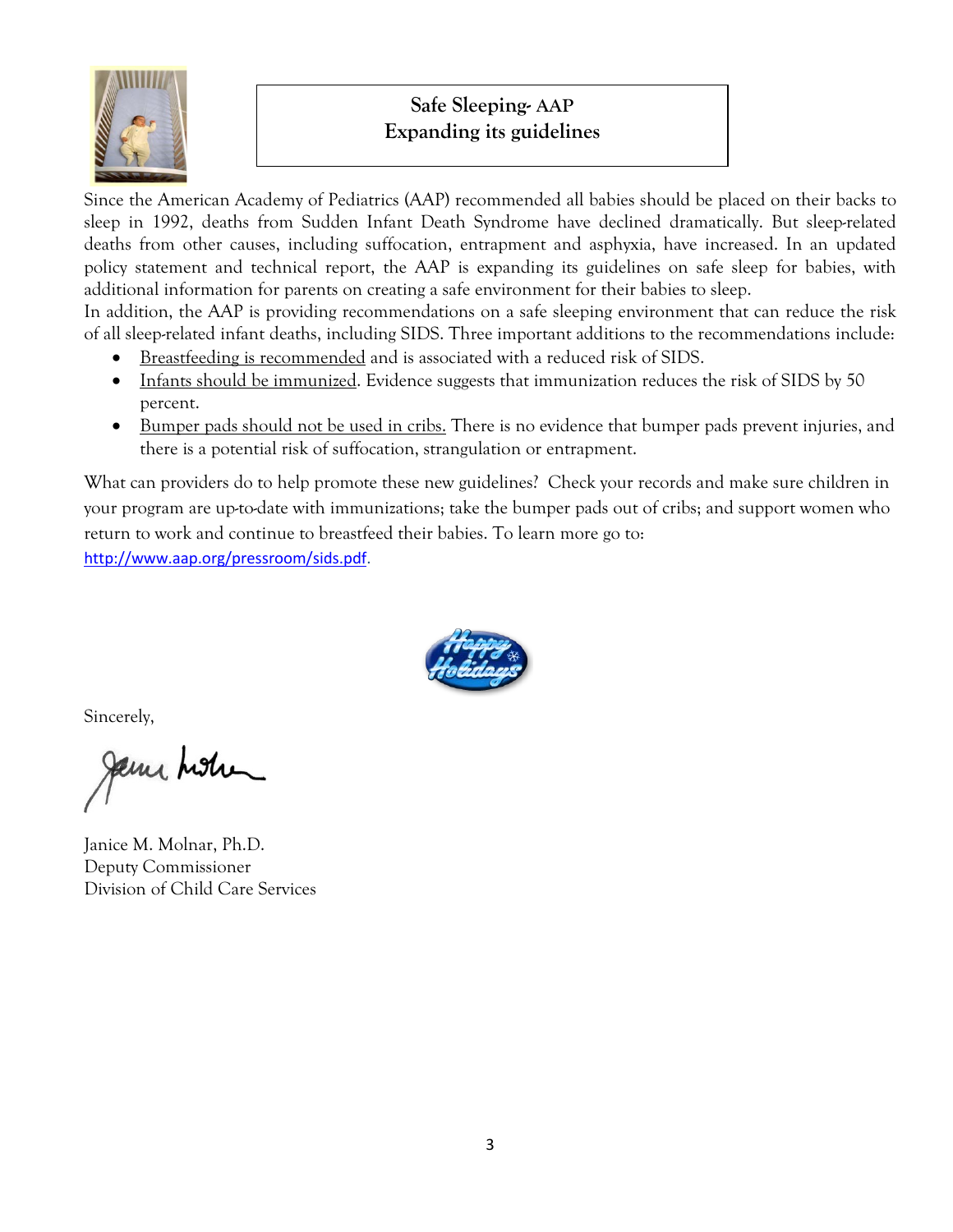## Safe Sleeping- AAP
## Expanding its guidelines

Since the American Academy of Pediatrics (AAP) recommended all babies should be placed on their backs to sleep in 1992, deaths from Sudden Infant Death Syndrome have declined dramatically. But sleep-related deaths from other causes, including suffocation, entrapment and asphyxia, have increased. In an updated policy statement and technical report, the AAP is expanding its guidelines on safe sleep for babies, with additional information for parents on creating a safe environment for their babies to sleep.

In addition, the AAP is providing recommendations on a safe sleeping environment that can reduce the risk of all sleep-related infant deaths, including SIDS. Three important additions to the recommendations include:

- Breastfeeding is recommended and is associated with a reduced risk of SIDS.
- Infants should be immunized. Evidence suggests that immunization reduces the risk of SIDS by 50 percent.
- Bumper pads should not be used in cribs. There is no evidence that bumper pads prevent injuries, and there is a potential risk of suffocation, strangulation or entrapment.

What can providers do to help promote these new guidelines? Check your records and make sure children in your program are up-to-date with immunizations; take the bumper pads out of cribs; and support women who return to work and continue to breastfeed their babies. To learn more go to: http://www.aap.org/pressroom/sids.pdf.

Happy Holidays

Sincerely,

Janice M. Molnar, Ph.D.
Deputy Commissioner
Division of Child Care Services